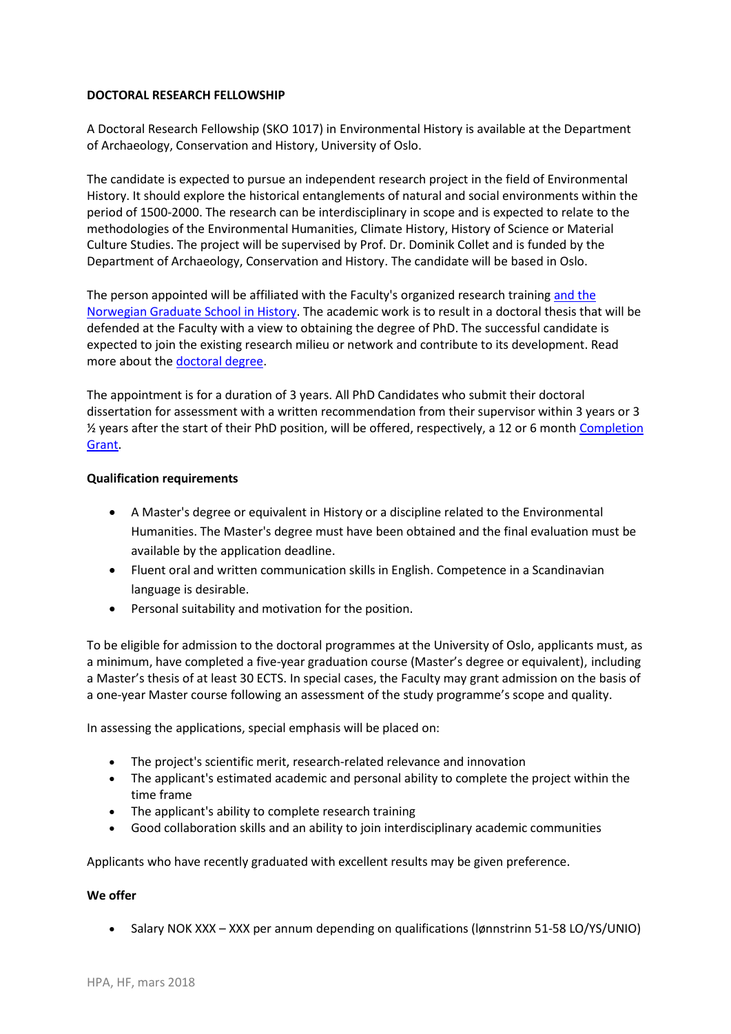**DOCTORAL RESEARCH FELLOWSHIP**

A Doctoral Research Fellowship (SKO 1017) in Environmental History is available at the Department of Archaeology, Conservation and History, University of Oslo.

The candidate is expected to pursue an independent research project in the field of Environmental History. It should explore the historical entanglements of natural and social environments within the period of 1500-2000. The research can be interdisciplinary in scope and is expected to relate to the methodologies of the Environmental Humanities, Climate History, History of Science or Material Culture Studies. The project will be supervised by Prof. Dr. Dominik Collet and is funded by the Department of Archaeology, Conservation and History. The candidate will be based in Oslo.

The person appointed will be affiliated with the Faculty's organized research training and the Norwegian Graduate School in History. The academic work is to result in a doctoral thesis that will be defended at the Faculty with a view to obtaining the degree of PhD. The successful candidate is expected to join the existing research milieu or network and contribute to its development. Read more about the doctoral degree.

The appointment is for a duration of 3 years. All PhD Candidates who submit their doctoral dissertation for assessment with a written recommendation from their supervisor within 3 years or 3 ½ years after the start of their PhD position, will be offered, respectively, a 12 or 6 month Completion Grant.

**Qualification requirements**

- A Master's degree or equivalent in History or a discipline related to the Environmental Humanities. The Master's degree must have been obtained and the final evaluation must be available by the application deadline.
- Fluent oral and written communication skills in English. Competence in a Scandinavian language is desirable.
- Personal suitability and motivation for the position.

To be eligible for admission to the doctoral programmes at the University of Oslo, applicants must, as a minimum, have completed a five-year graduation course (Master's degree or equivalent), including a Master's thesis of at least 30 ECTS. In special cases, the Faculty may grant admission on the basis of a one-year Master course following an assessment of the study programme's scope and quality.

In assessing the applications, special emphasis will be placed on:

- The project's scientific merit, research-related relevance and innovation
- The applicant's estimated academic and personal ability to complete the project within the time frame
- The applicant's ability to complete research training
- Good collaboration skills and an ability to join interdisciplinary academic communities

Applicants who have recently graduated with excellent results may be given preference.

**We offer**

- Salary NOK XXX – XXX per annum depending on qualifications (lønnstrinn 51-58 LO/YS/UNIO)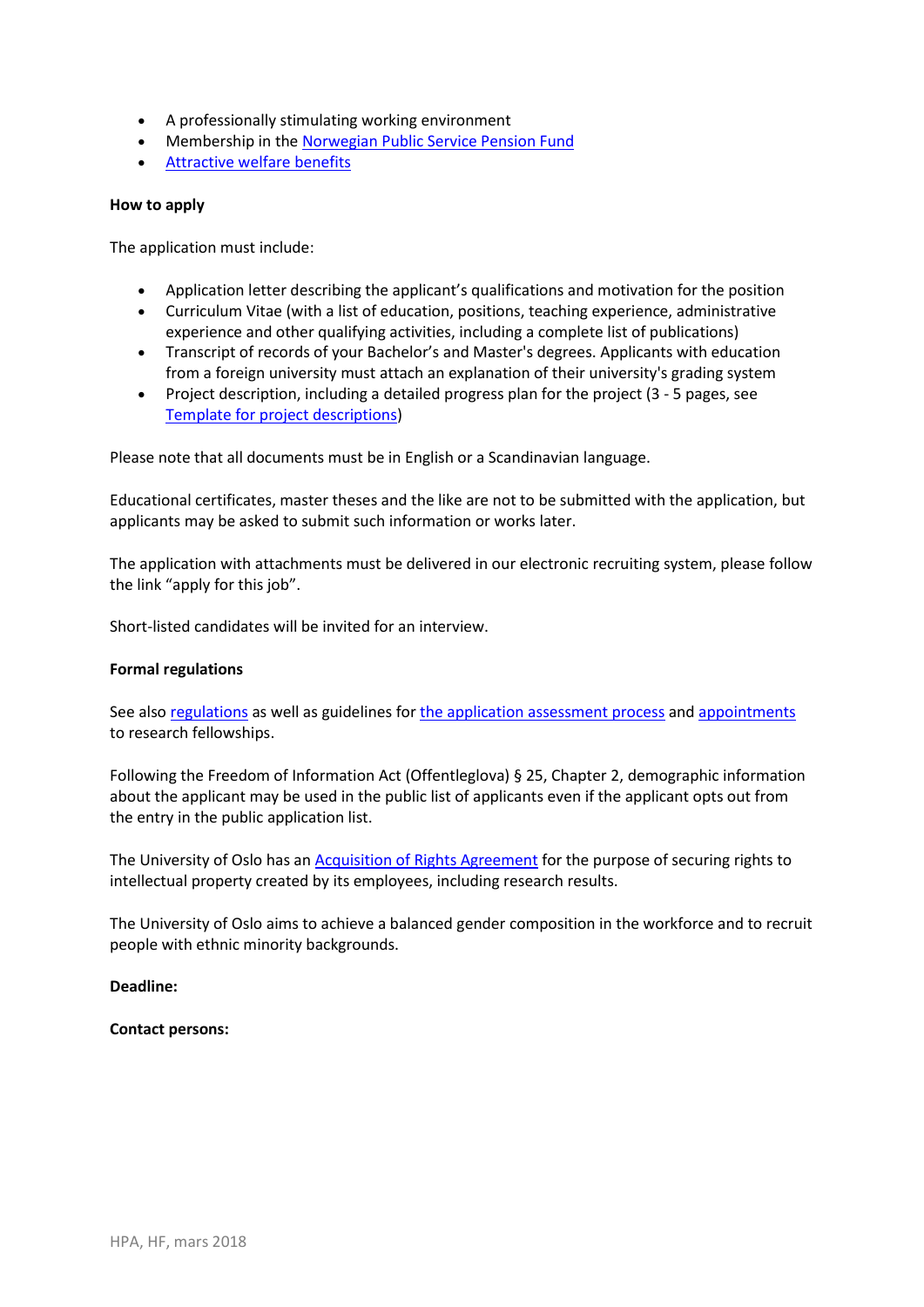- A professionally stimulating working environment
- Membership in the Norwegian Public Service Pension Fund
- Attractive welfare benefits

**How to apply**

The application must include:

- Application letter describing the applicant's qualifications and motivation for the position
- Curriculum Vitae (with a list of education, positions, teaching experience, administrative experience and other qualifying activities, including a complete list of publications)
- Transcript of records of your Bachelor's and Master's degrees. Applicants with education from a foreign university must attach an explanation of their university's grading system
- Project description, including a detailed progress plan for the project (3 - 5 pages, see Template for project descriptions)

Please note that all documents must be in English or a Scandinavian language.

Educational certificates, master theses and the like are not to be submitted with the application, but applicants may be asked to submit such information or works later.

The application with attachments must be delivered in our electronic recruiting system, please follow the link "apply for this job".

Short-listed candidates will be invited for an interview.

**Formal regulations**

See also regulations as well as guidelines for the application assessment process and appointments to research fellowships.

Following the Freedom of Information Act (Offentleglova) § 25, Chapter 2, demographic information about the applicant may be used in the public list of applicants even if the applicant opts out from the entry in the public application list.

The University of Oslo has an Acquisition of Rights Agreement for the purpose of securing rights to intellectual property created by its employees, including research results.

The University of Oslo aims to achieve a balanced gender composition in the workforce and to recruit people with ethnic minority backgrounds.

**Deadline:**

**Contact persons:**

HPA, HF, mars 2018